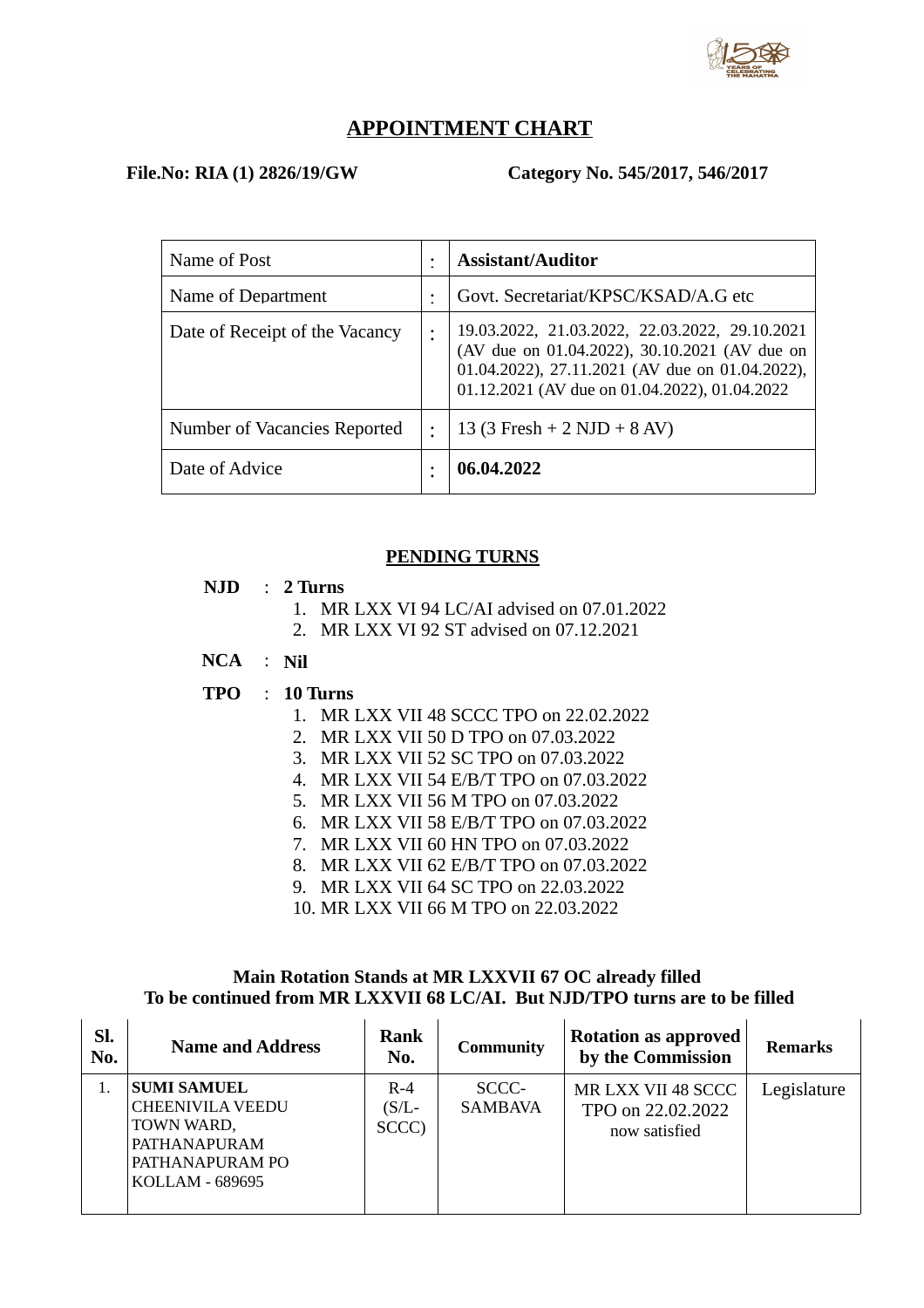# APPOINTMENT CHART

**File.No: RIA (1) 2826/19/GW** **Category No. 545/2017, 546/2017**

| | | |
|---|---|---|
| Name of Post | : | **Assistant/Auditor** |
| Name of Department | : | Govt. Secretariat/KPSC/KSAD/A.G etc |
| Date of Receipt of the Vacancy | : | 19.03.2022, 21.03.2022, 22.03.2022, 29.10.2021 (AV due on 01.04.2022), 30.10.2021 (AV due on 01.04.2022), 27.11.2021 (AV due on 01.04.2022), 01.12.2021 (AV due on 01.04.2022), 01.04.2022 |
| Number of Vacancies Reported | : | 13 (3 Fresh + 2 NJD + 8 AV) |
| Date of Advice | : | **06.04.2022** |

## PENDING TURNS

**NJD** : **2 Turns**

1. MR LXX VI 94 LC/AI advised on 07.01.2022
2. MR LXX VI 92 ST advised on 07.12.2021

**NCA** : **Nil**

**TPO** : **10 Turns**

1. MR LXX VII 48 SCCC TPO on 22.02.2022
2. MR LXX VII 50 D TPO on 07.03.2022
3. MR LXX VII 52 SC TPO on 07.03.2022
4. MR LXX VII 54 E/B/T TPO on 07.03.2022
5. MR LXX VII 56 M TPO on 07.03.2022
6. MR LXX VII 58 E/B/T TPO on 07.03.2022
7. MR LXX VII 60 HN TPO on 07.03.2022
8. MR LXX VII 62 E/B/T TPO on 07.03.2022
9. MR LXX VII 64 SC TPO on 22.03.2022
10. MR LXX VII 66 M TPO on 22.03.2022

**Main Rotation Stands at MR LXXVII 67 OC already filled**
**To be continued from MR LXXVII 68 LC/AI. But NJD/TPO turns are to be filled**

| Sl. No. | Name and Address | Rank No. | Community | Rotation as approved by the Commission | Remarks |
|---|---|---|---|---|---|
| 1. | **SUMI SAMUEL** CHEENIVILA VEEDU TOWN WARD, PATHANAPURAM PATHANAPURAM PO KOLLAM - 689695 | R-4 (S/L-SCCC) | SCCC-SAMBAVA | MR LXX VII 48 SCCC TPO on 22.02.2022 now satisfied | Legislature |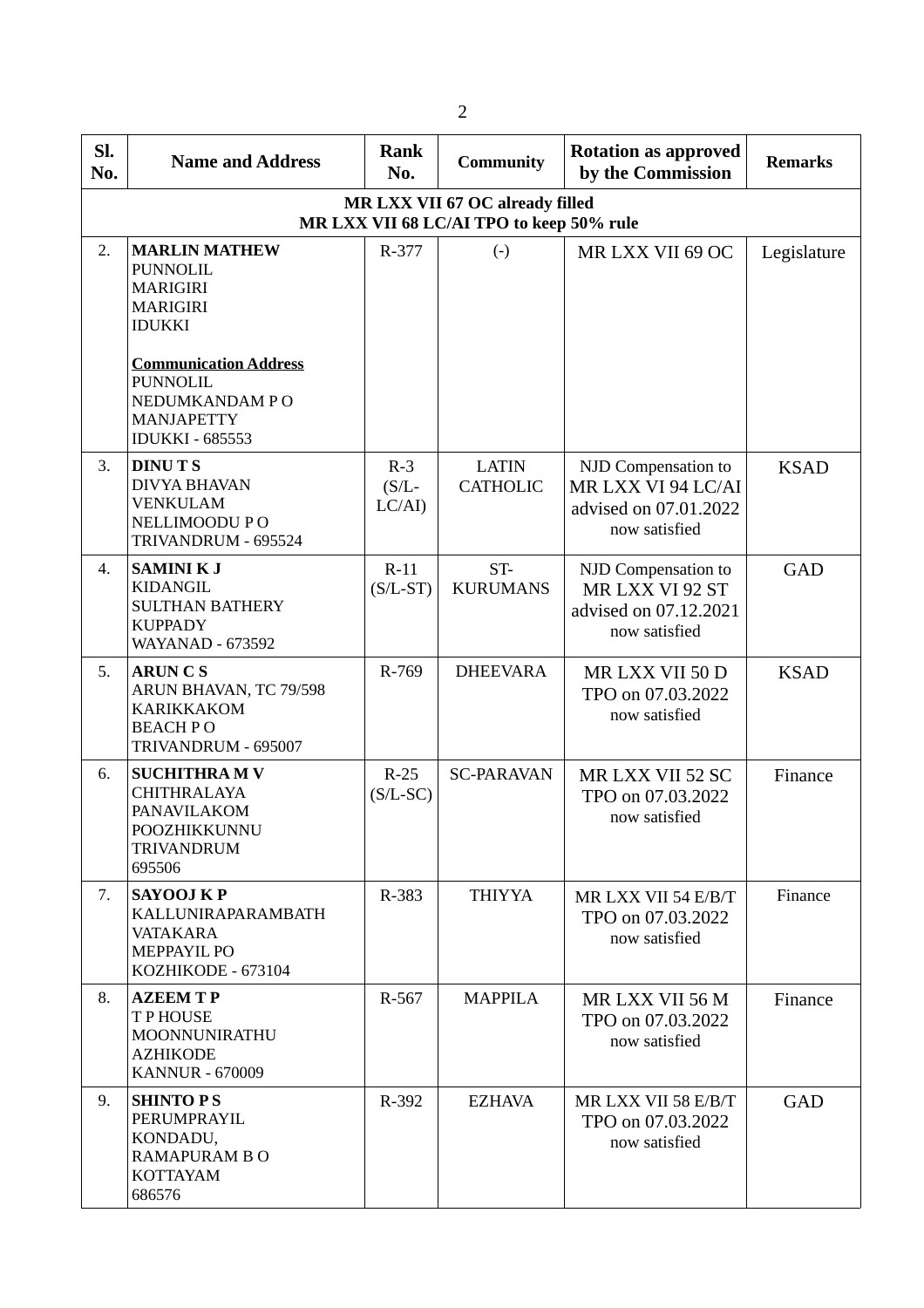| Sl. No. | Name and Address | Rank No. | Community | Rotation as approved by the Commission | Remarks |
|---|---|---|---|---|---|
| **MR LXX VII 67 OC already filled<br>MR LXX VII 68 LC/AI TPO to keep 50% rule** | | | | | |
| 2. | **MARLIN MATHEW**<br>PUNNOLIL<br>MARIGIRI<br>MARIGIRI<br>IDUKKI<br><br>**Communication Address**<br>PUNNOLIL<br>NEDUMKANDAM P O<br>MANJAPETTY<br>IDUKKI - 685553 | R-377 | (-) | MR LXX VII 69 OC | Legislature |
| 3. | **DINU T S**<br>DIVYA BHAVAN<br>VENKULAM<br>NELLIMOODU P O<br>TRIVANDRUM - 695524 | R-3 (S/L-LC/AI) | LATIN CATHOLIC | NJD Compensation to MR LXX VI 94 LC/AI advised on 07.01.2022 now satisfied | KSAD |
| 4. | **SAMINI K J**<br>KIDANGIL<br>SULTHAN BATHERY<br>KUPPADY<br>WAYANAD - 673592 | R-11 (S/L-ST) | ST-KURUMANS | NJD Compensation to MR LXX VI 92 ST advised on 07.12.2021 now satisfied | GAD |
| 5. | **ARUN C S**<br>ARUN BHAVAN, TC 79/598<br>KARIKKAKOM<br>BEACH P O<br>TRIVANDRUM - 695007 | R-769 | DHEEVARA | MR LXX VII 50 D TPO on 07.03.2022 now satisfied | KSAD |
| 6. | **SUCHITHRA M V**<br>CHITHRALAYA<br>PANAVILAKOM<br>POOZHIKKUNNU<br>TRIVANDRUM<br>695506 | R-25 (S/L-SC) | SC-PARAVAN | MR LXX VII 52 SC TPO on 07.03.2022 now satisfied | Finance |
| 7. | **SAYOOJ K P**<br>KALLUNIRAPARAMBATH<br>VATAKARA<br>MEPPAYIL PO<br>KOZHIKODE - 673104 | R-383 | THIYYA | MR LXX VII 54 E/B/T TPO on 07.03.2022 now satisfied | Finance |
| 8. | **AZEEM T P**<br>T P HOUSE<br>MOONNUNIRATHU<br>AZHIKODE<br>KANNUR - 670009 | R-567 | MAPPILA | MR LXX VII 56 M TPO on 07.03.2022 now satisfied | Finance |
| 9. | **SHINTO P S**<br>PERUMPRAYIL<br>KONDADU,<br>RAMAPURAM B O<br>KOTTAYAM<br>686576 | R-392 | EZHAVA | MR LXX VII 58 E/B/T TPO on 07.03.2022 now satisfied | GAD |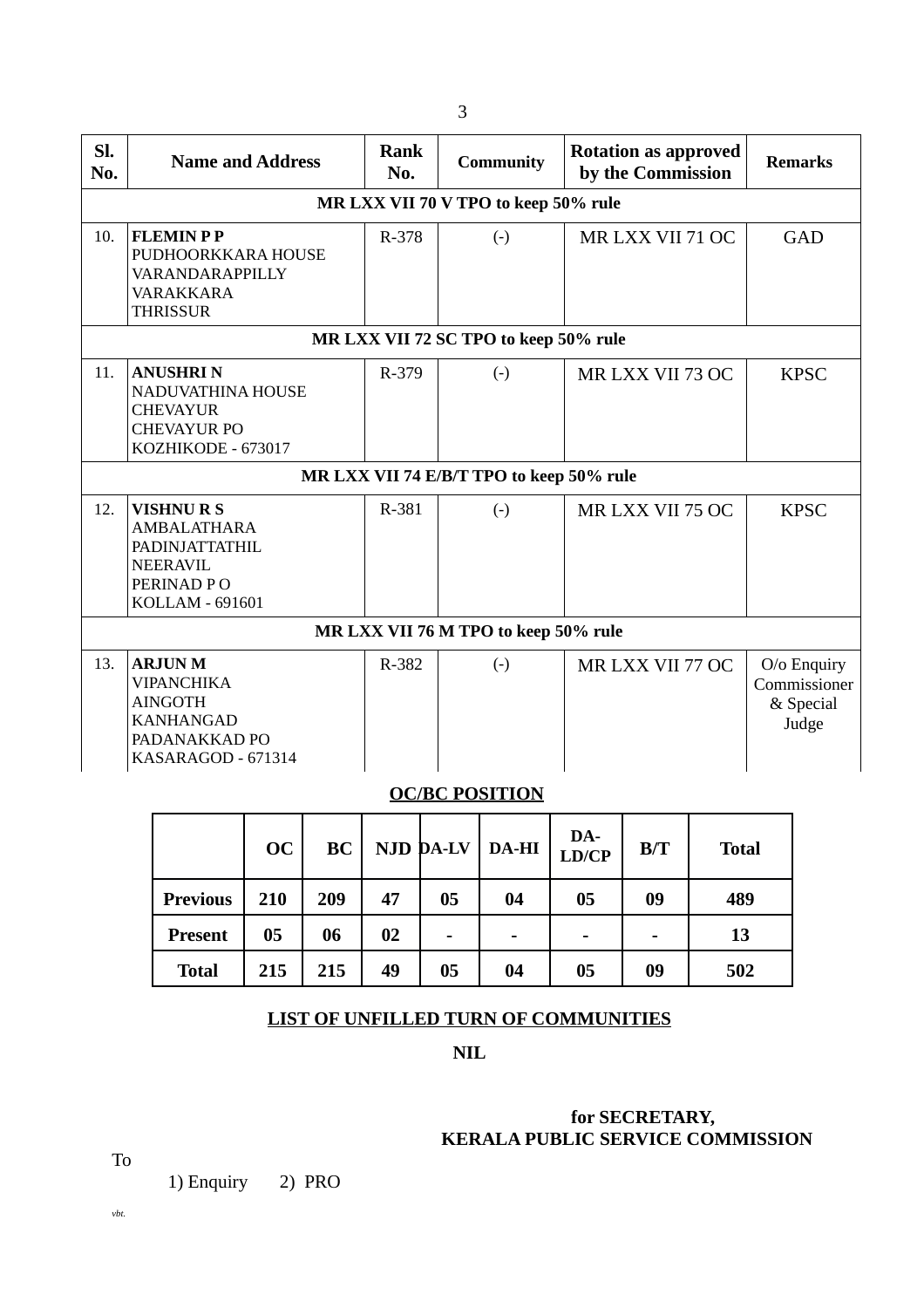| Sl. No. | Name and Address | Rank No. | Community | Rotation as approved by the Commission | Remarks |
|---|---|---|---|---|---|
| **MR LXX VII 70 V TPO to keep 50% rule** | | | | | |
| 10. | **FLEMIN P P**<br>PUDHOORKKARA HOUSE<br>VARANDARAPPILLY<br>VARAKKARA<br>THRISSUR | R-378 | (-) | MR LXX VII 71 OC | GAD |
| **MR LXX VII 72 SC TPO to keep 50% rule** | | | | | |
| 11. | **ANUSHRI N**<br>NADUVATHINA HOUSE<br>CHEVAYUR<br>CHEVAYUR PO<br>KOZHIKODE - 673017 | R-379 | (-) | MR LXX VII 73 OC | KPSC |
| **MR LXX VII 74 E/B/T TPO to keep 50% rule** | | | | | |
| 12. | **VISHNU R S**<br>AMBALATHARA<br>PADINJATTATHIL<br>NEERAVIL<br>PERINAD P O<br>KOLLAM - 691601 | R-381 | (-) | MR LXX VII 75 OC | KPSC |
| **MR LXX VII 76 M TPO to keep 50% rule** | | | | | |
| 13. | **ARJUN M**<br>VIPANCHIKA<br>AINGOTH<br>KANHANGAD<br>PADANAKKAD PO<br>KASARAGOD - 671314 | R-382 | (-) | MR LXX VII 77 OC | O/o Enquiry Commissioner & Special Judge |

**OC/BC POSITION**

| | OC | BC | NJD | DA-LV | DA-HI | DA-LD/CP | B/T | Total |
|---|---|---|---|---|---|---|---|---|
| **Previous** | **210** | **209** | **47** | **05** | **04** | **05** | **09** | **489** |
| **Present** | **05** | **06** | **02** | **-** | **-** | **-** | **-** | **13** |
| **Total** | **215** | **215** | **49** | **05** | **04** | **05** | **09** | **502** |

**LIST OF UNFILLED TURN OF COMMUNITIES**

**NIL**

**for SECRETARY,**
**KERALA PUBLIC SERVICE COMMISSION**

To

1) Enquiry 2) PRO

*vbt.*